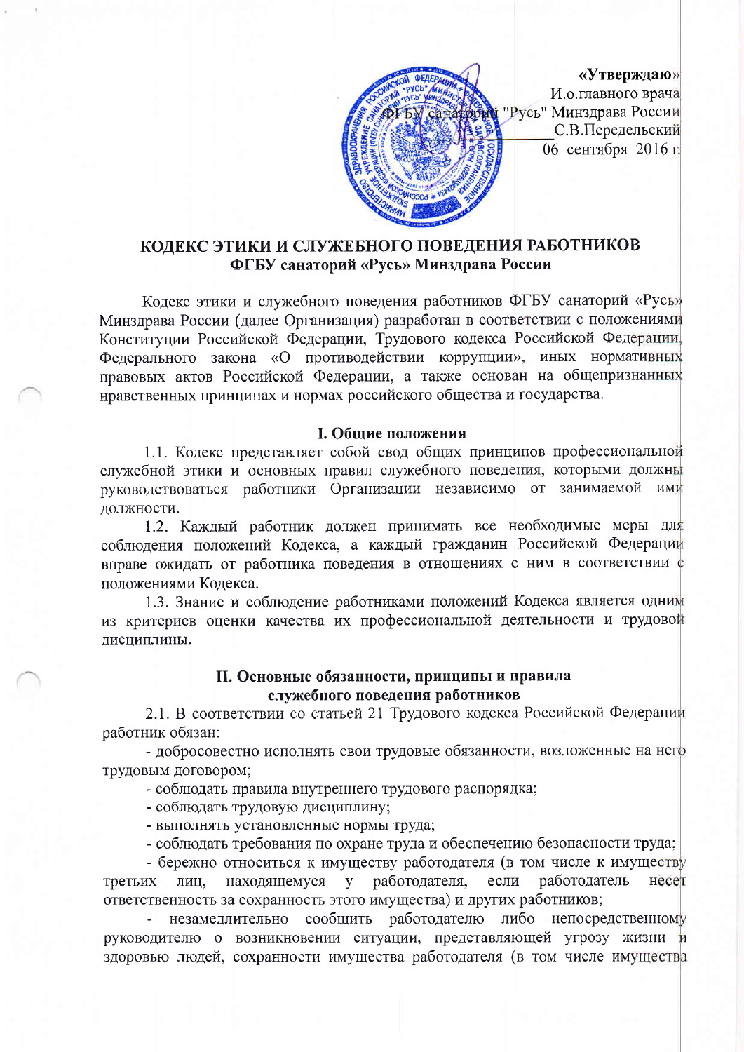«Утверждаю»
И.о.главного врача
ФГБУ санаторий "Русь" Минздрава России
_________ С.В.Передельский
06 сентября 2016 г.

# КОДЕКС ЭТИКИ И СЛУЖЕБНОГО ПОВЕДЕНИЯ РАБОТНИКОВ ФГБУ санаторий «Русь» Минздрава России

Кодекс этики и служебного поведения работников ФГБУ санаторий «Русь» Минздрава России (далее Организация) разработан в соответствии с положениями Конституции Российской Федерации, Трудового кодекса Российской Федерации, Федерального закона «О противодействии коррупции», иных нормативных правовых актов Российской Федерации, а также основан на общепризнанных нравственных принципах и нормах российского общества и государства.

## I. Общие положения

1.1. Кодекс представляет собой свод общих принципов профессиональной служебной этики и основных правил служебного поведения, которыми должны руководствоваться работники Организации независимо от занимаемой ими должности.

1.2. Каждый работник должен принимать все необходимые меры для соблюдения положений Кодекса, а каждый гражданин Российской Федерации вправе ожидать от работника поведения в отношениях с ним в соответствии с положениями Кодекса.

1.3. Знание и соблюдение работниками положений Кодекса является одним из критериев оценки качества их профессиональной деятельности и трудовой дисциплины.

## II. Основные обязанности, принципы и правила служебного поведения работников

2.1. В соответствии со статьей 21 Трудового кодекса Российской Федерации работник обязан:

- добросовестно исполнять свои трудовые обязанности, возложенные на него трудовым договором;
- соблюдать правила внутреннего трудового распорядка;
- соблюдать трудовую дисциплину;
- выполнять установленные нормы труда;
- соблюдать требования по охране труда и обеспечению безопасности труда;
- бережно относиться к имуществу работодателя (в том числе к имуществу третьих лиц, находящемуся у работодателя, если работодатель несет ответственность за сохранность этого имущества) и других работников;
- незамедлительно сообщить работодателю либо непосредственному руководителю о возникновении ситуации, представляющей угрозу жизни и здоровью людей, сохранности имущества работодателя (в том числе имущества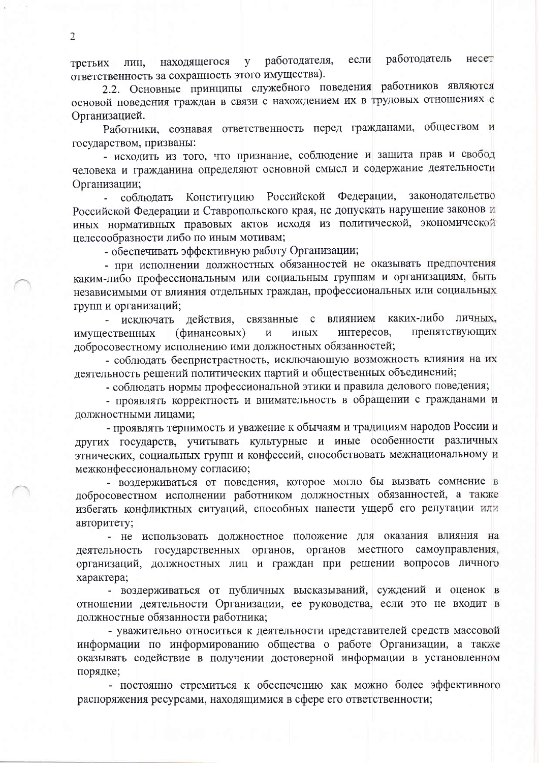третьих лиц, находящегося у работодателя, если работодатель несет ответственность за сохранность этого имущества).

2.2. Основные принципы служебного поведения работников являются основой поведения граждан в связи с нахождением их в трудовых отношениях с Организацией.

Работники, сознавая ответственность перед гражданами, обществом и государством, призваны:

- исходить из того, что признание, соблюдение и защита прав и свобод человека и гражданина определяют основной смысл и содержание деятельности Организации;
- соблюдать Конституцию Российской Федерации, законодательство Российской Федерации и Ставропольского края, не допускать нарушение законов и иных нормативных правовых актов исходя из политической, экономической целесообразности либо по иным мотивам;
- обеспечивать эффективную работу Организации;
- при исполнении должностных обязанностей не оказывать предпочтения каким-либо профессиональным или социальным группам и организациям, быть независимыми от влияния отдельных граждан, профессиональных или социальных групп и организаций;
- исключать действия, связанные с влиянием каких-либо личных, имущественных (финансовых) и иных интересов, препятствующих добросовестному исполнению ими должностных обязанностей;
- соблюдать беспристрастность, исключающую возможность влияния на их деятельность решений политических партий и общественных объединений;
- соблюдать нормы профессиональной этики и правила делового поведения;
- проявлять корректность и внимательность в обращении с гражданами и должностными лицами;
- проявлять терпимость и уважение к обычаям и традициям народов России и других государств, учитывать культурные и иные особенности различных этнических, социальных групп и конфессий, способствовать межнациональному и межконфессиональному согласию;
- воздерживаться от поведения, которое могло бы вызвать сомнение в добросовестном исполнении работником должностных обязанностей, а также избегать конфликтных ситуаций, способных нанести ущерб его репутации или авторитету;
- не использовать должностное положение для оказания влияния на деятельность государственных органов, органов местного самоуправления, организаций, должностных лиц и граждан при решении вопросов личного характера;
- воздерживаться от публичных высказываний, суждений и оценок в отношении деятельности Организации, ее руководства, если это не входит в должностные обязанности работника;
- уважительно относиться к деятельности представителей средств массовой информации по информированию общества о работе Организации, а также оказывать содействие в получении достоверной информации в установленном порядке;
- постоянно стремиться к обеспечению как можно более эффективного распоряжения ресурсами, находящимися в сфере его ответственности;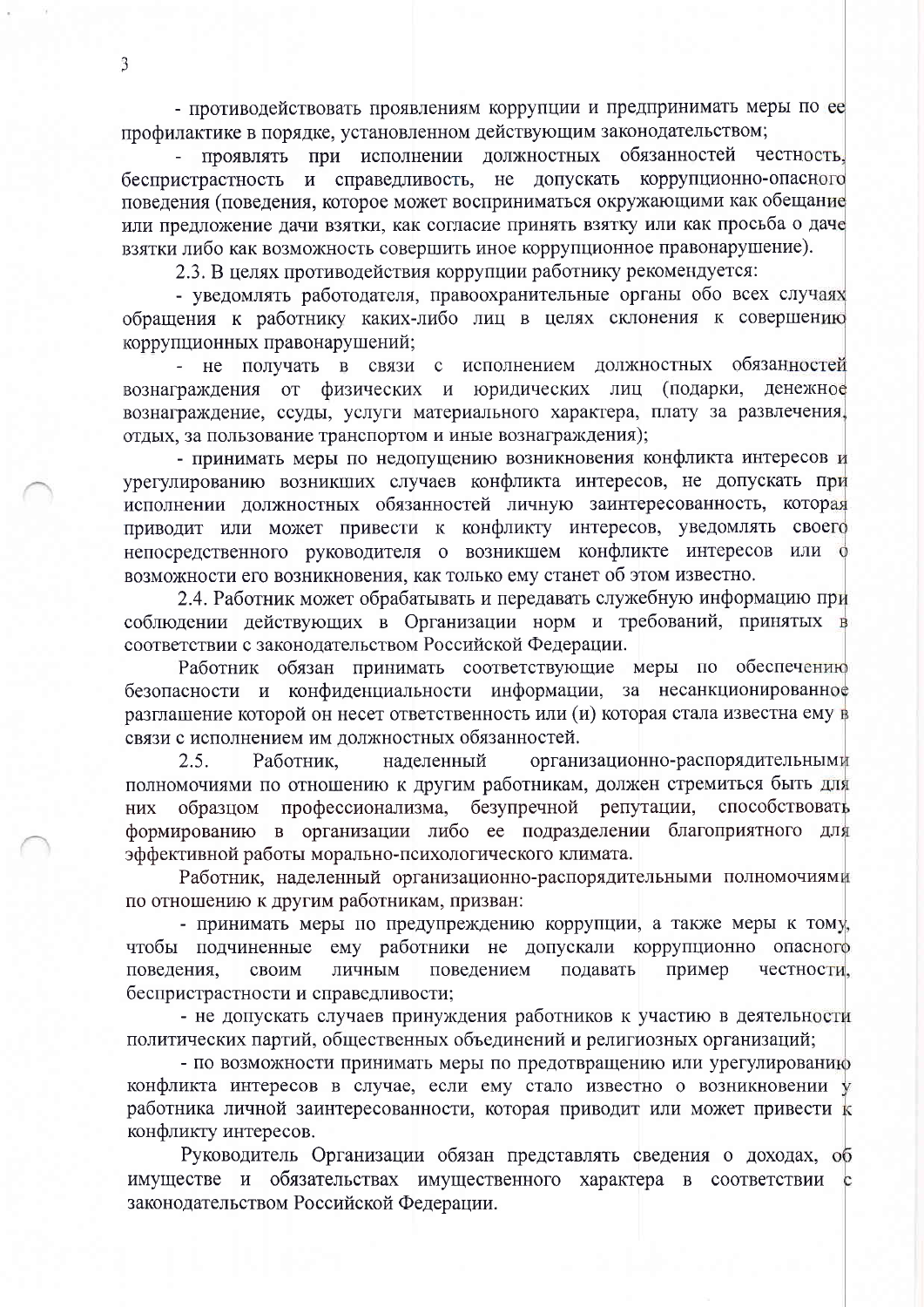- противодействовать проявлениям коррупции и предпринимать меры по ее профилактике в порядке, установленном действующим законодательством;

- проявлять при исполнении должностных обязанностей честность, беспристрастность и справедливость, не допускать коррупционно-опасного поведения (поведения, которое может восприниматься окружающими как обещание или предложение дачи взятки, как согласие принять взятку или как просьба о даче взятки либо как возможность совершить иное коррупционное правонарушение).

2.3. В целях противодействия коррупции работнику рекомендуется:

- уведомлять работодателя, правоохранительные органы обо всех случаях обращения к работнику каких-либо лиц в целях склонения к совершению коррупционных правонарушений;

- не получать в связи с исполнением должностных обязанностей вознаграждения от физических и юридических лиц (подарки, денежное вознаграждение, ссуды, услуги материального характера, плату за развлечения, отдых, за пользование транспортом и иные вознаграждения);

- принимать меры по недопущению возникновения конфликта интересов и урегулированию возникших случаев конфликта интересов, не допускать при исполнении должностных обязанностей личную заинтересованность, которая приводит или может привести к конфликту интересов, уведомлять своего непосредственного руководителя о возникшем конфликте интересов или о возможности его возникновения, как только ему станет об этом известно.

2.4. Работник может обрабатывать и передавать служебную информацию при соблюдении действующих в Организации норм и требований, принятых в соответствии с законодательством Российской Федерации.

Работник обязан принимать соответствующие меры по обеспечению безопасности и конфиденциальности информации, за несанкционированное разглашение которой он несет ответственность или (и) которая стала известна ему в связи с исполнением им должностных обязанностей.

2.5. Работник, наделенный организационно-распорядительными полномочиями по отношению к другим работникам, должен стремиться быть для них образцом профессионализма, безупречной репутации, способствовать формированию в организации либо ее подразделении благоприятного для эффективной работы морально-психологического климата.

Работник, наделенный организационно-распорядительными полномочиями по отношению к другим работникам, призван:

- принимать меры по предупреждению коррупции, а также меры к тому, чтобы подчиненные ему работники не допускали коррупционно опасного поведения, своим личным поведением подавать пример честности, беспристрастности и справедливости;

- не допускать случаев принуждения работников к участию в деятельности политических партий, общественных объединений и религиозных организаций;

- по возможности принимать меры по предотвращению или урегулированию конфликта интересов в случае, если ему стало известно о возникновении у работника личной заинтересованности, которая приводит или может привести к конфликту интересов.

Руководитель Организации обязан представлять сведения о доходах, об имуществе и обязательствах имущественного характера в соответствии с законодательством Российской Федерации.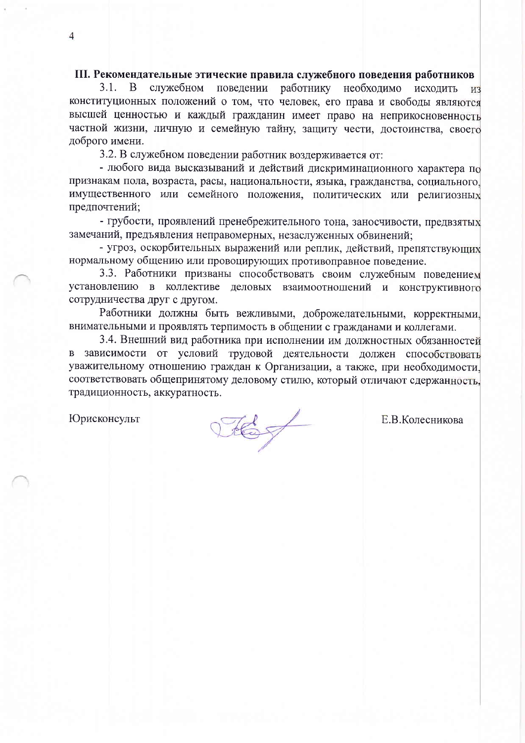## III. Рекомендательные этические правила служебного поведения работников

3.1. В служебном поведении работнику необходимо исходить из конституционных положений о том, что человек, его права и свободы являются высшей ценностью и каждый гражданин имеет право на неприкосновенность частной жизни, личную и семейную тайну, защиту чести, достоинства, своего доброго имени.

3.2. В служебном поведении работник воздерживается от:

- любого вида высказываний и действий дискриминационного характера по признакам пола, возраста, расы, национальности, языка, гражданства, социального, имущественного или семейного положения, политических или религиозных предпочтений;
- грубости, проявлений пренебрежительного тона, заносчивости, предвзятых замечаний, предъявления неправомерных, незаслуженных обвинений;
- угроз, оскорбительных выражений или реплик, действий, препятствующих нормальному общению или провоцирующих противоправное поведение.

3.3. Работники призваны способствовать своим служебным поведением установлению в коллективе деловых взаимоотношений и конструктивного сотрудничества друг с другом.

Работники должны быть вежливыми, доброжелательными, корректными, внимательными и проявлять терпимость в общении с гражданами и коллегами.

3.4. Внешний вид работника при исполнении им должностных обязанностей в зависимости от условий трудовой деятельности должен способствовать уважительному отношению граждан к Организации, а также, при необходимости, соответствовать общепринятому деловому стилю, который отличают сдержанность, традиционность, аккуратность.

Юрисконсульт Е.В.Колесникова